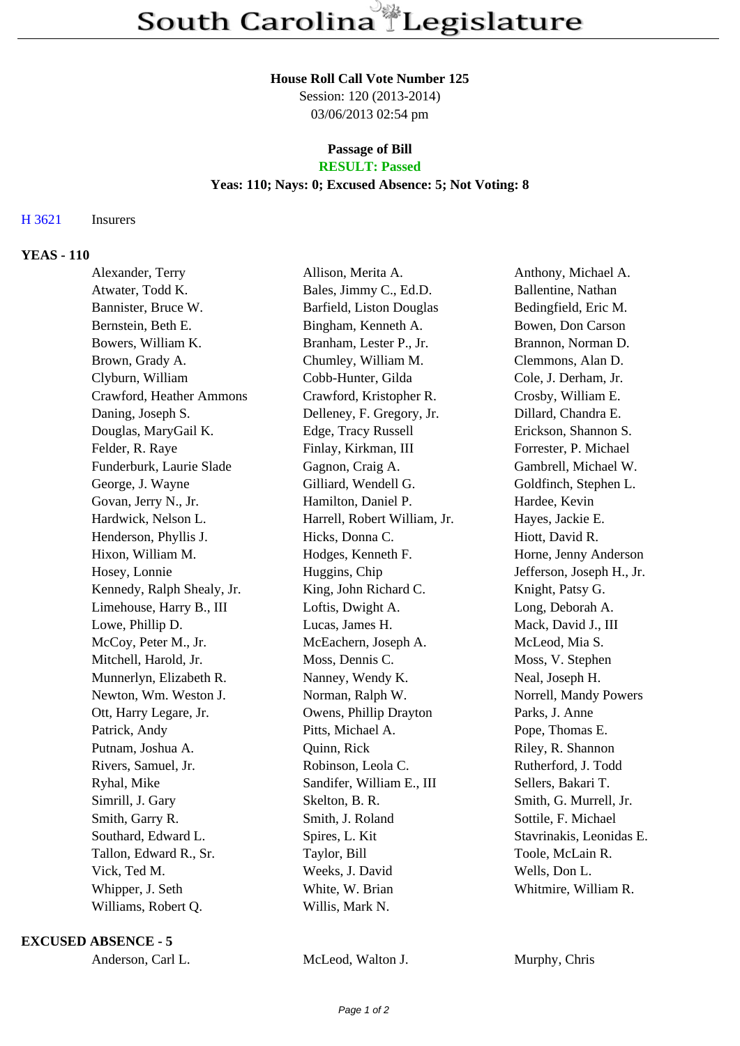# South Carolina Legislature

**House Roll Call Vote Number 125**
Session: 120 (2013-2014)
03/06/2013 02:54 pm

**Passage of Bill**
**RESULT: Passed**
**Yeas: 110; Nays: 0; Excused Absence: 5; Not Voting: 8**

H 3621 Insurers

## YEAS - 110

| | | |
|---|---|---|
| Alexander, Terry | Allison, Merita A. | Anthony, Michael A. |
| Atwater, Todd K. | Bales, Jimmy C., Ed.D. | Ballentine, Nathan |
| Bannister, Bruce W. | Barfield, Liston Douglas | Bedingfield, Eric M. |
| Bernstein, Beth E. | Bingham, Kenneth A. | Bowen, Don Carson |
| Bowers, William K. | Branham, Lester P., Jr. | Brannon, Norman D. |
| Brown, Grady A. | Chumley, William M. | Clemmons, Alan D. |
| Clyburn, William | Cobb-Hunter, Gilda | Cole, J. Derham, Jr. |
| Crawford, Heather Ammons | Crawford, Kristopher R. | Crosby, William E. |
| Daning, Joseph S. | Delleney, F. Gregory, Jr. | Dillard, Chandra E. |
| Douglas, MaryGail K. | Edge, Tracy Russell | Erickson, Shannon S. |
| Felder, R. Raye | Finlay, Kirkman, III | Forrester, P. Michael |
| Funderburk, Laurie Slade | Gagnon, Craig A. | Gambrell, Michael W. |
| George, J. Wayne | Gilliard, Wendell G. | Goldfinch, Stephen L. |
| Govan, Jerry N., Jr. | Hamilton, Daniel P. | Hardee, Kevin |
| Hardwick, Nelson L. | Harrell, Robert William, Jr. | Hayes, Jackie E. |
| Henderson, Phyllis J. | Hicks, Donna C. | Hiott, David R. |
| Hixon, William M. | Hodges, Kenneth F. | Horne, Jenny Anderson |
| Hosey, Lonnie | Huggins, Chip | Jefferson, Joseph H., Jr. |
| Kennedy, Ralph Shealy, Jr. | King, John Richard C. | Knight, Patsy G. |
| Limehouse, Harry B., III | Loftis, Dwight A. | Long, Deborah A. |
| Lowe, Phillip D. | Lucas, James H. | Mack, David J., III |
| McCoy, Peter M., Jr. | McEachern, Joseph A. | McLeod, Mia S. |
| Mitchell, Harold, Jr. | Moss, Dennis C. | Moss, V. Stephen |
| Munnerlyn, Elizabeth R. | Nanney, Wendy K. | Neal, Joseph H. |
| Newton, Wm. Weston J. | Norman, Ralph W. | Norrell, Mandy Powers |
| Ott, Harry Legare, Jr. | Owens, Phillip Drayton | Parks, J. Anne |
| Patrick, Andy | Pitts, Michael A. | Pope, Thomas E. |
| Putnam, Joshua A. | Quinn, Rick | Riley, R. Shannon |
| Rivers, Samuel, Jr. | Robinson, Leola C. | Rutherford, J. Todd |
| Ryhal, Mike | Sandifer, William E., III | Sellers, Bakari T. |
| Simrill, J. Gary | Skelton, B. R. | Smith, G. Murrell, Jr. |
| Smith, Garry R. | Smith, J. Roland | Sottile, F. Michael |
| Southard, Edward L. | Spires, L. Kit | Stavrinakis, Leonidas E. |
| Tallon, Edward R., Sr. | Taylor, Bill | Toole, McLain R. |
| Vick, Ted M. | Weeks, J. David | Wells, Don L. |
| Whipper, J. Seth | White, W. Brian | Whitmire, William R. |
| Williams, Robert Q. | Willis, Mark N. | |

## EXCUSED ABSENCE - 5

| | | |
|---|---|---|
| Anderson, Carl L. | McLeod, Walton J. | Murphy, Chris |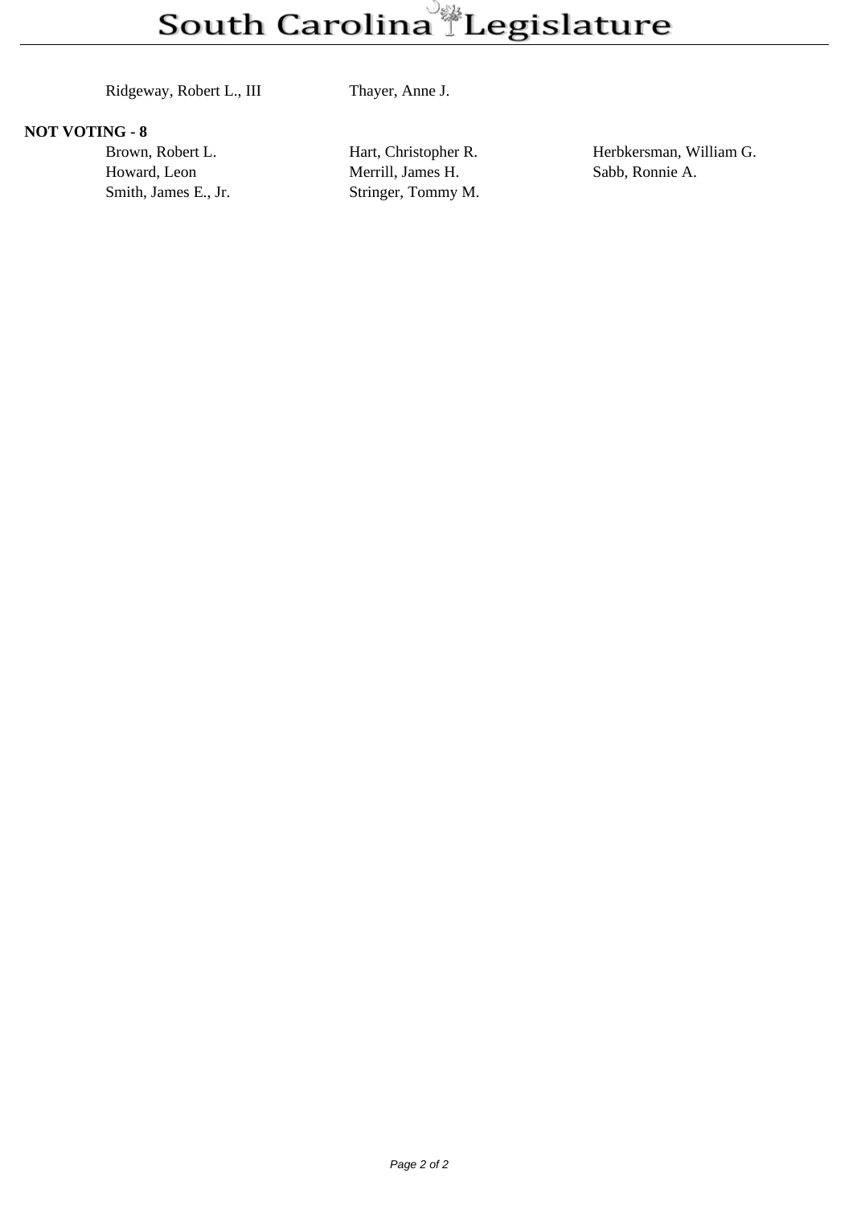Ridgeway, Robert L., III
Thayer, Anne J.

**NOT VOTING - 8**

Brown, Robert L.
Hart, Christopher R.
Herbkersman, William G.
Howard, Leon
Merrill, James H.
Sabb, Ronnie A.
Smith, James E., Jr.
Stringer, Tommy M.